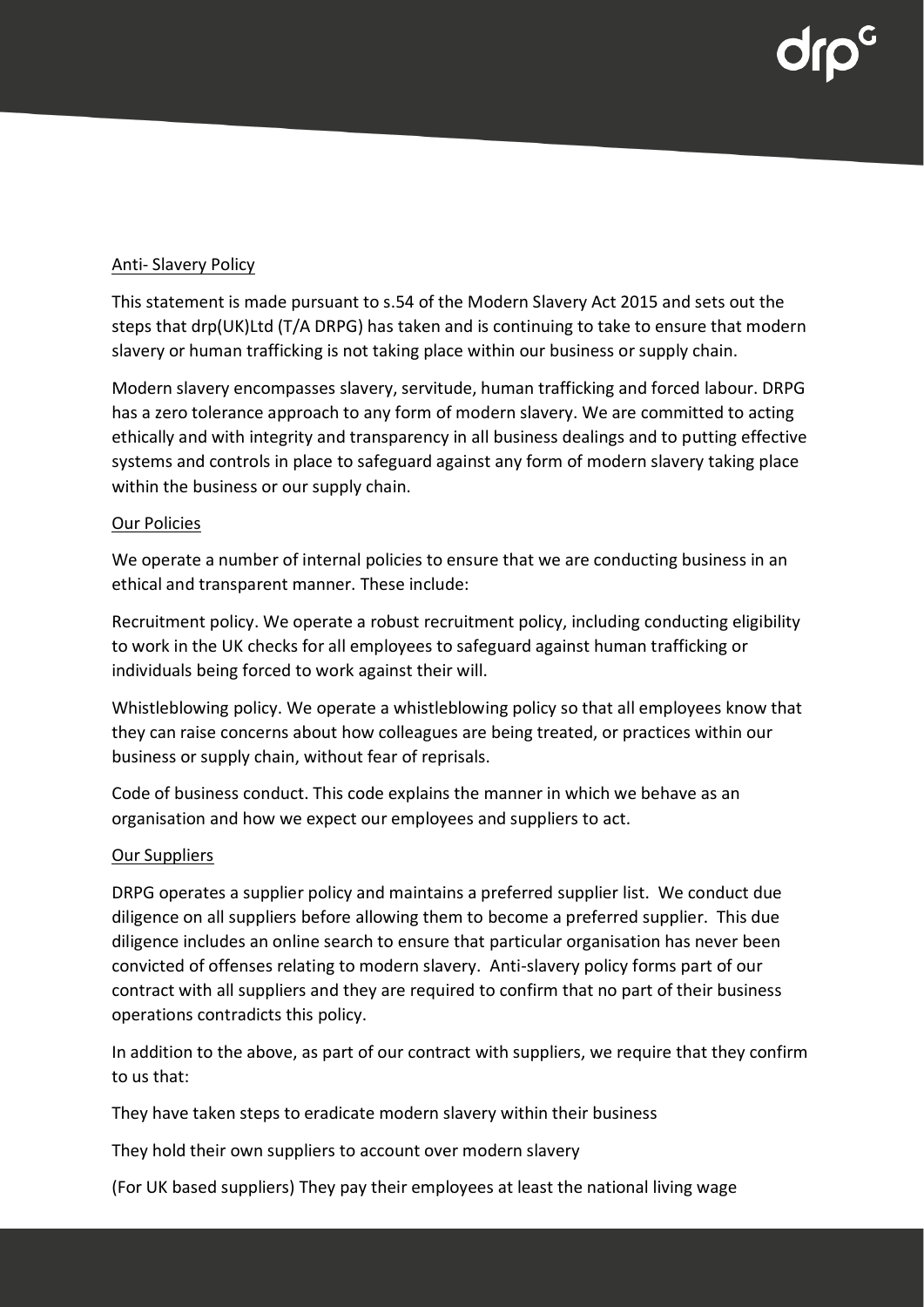## Anti- Slavery Policy

This statement is made pursuant to s.54 of the Modern Slavery Act 2015 and sets out the steps that drp(UK)Ltd (T/A DRPG) has taken and is continuing to take to ensure that modern slavery or human trafficking is not taking place within our business or supply chain.

Modern slavery encompasses slavery, servitude, human trafficking and forced labour. DRPG has a zero tolerance approach to any form of modern slavery. We are committed to acting ethically and with integrity and transparency in all business dealings and to putting effective systems and controls in place to safeguard against any form of modern slavery taking place within the business or our supply chain.

### Our Policies

We operate a number of internal policies to ensure that we are conducting business in an ethical and transparent manner. These include:

Recruitment policy. We operate a robust recruitment policy, including conducting eligibility to work in the UK checks for all employees to safeguard against human trafficking or individuals being forced to work against their will.

Whistleblowing policy. We operate a whistleblowing policy so that all employees know that they can raise concerns about how colleagues are being treated, or practices within our business or supply chain, without fear of reprisals.

Code of business conduct. This code explains the manner in which we behave as an organisation and how we expect our employees and suppliers to act.

### Our Suppliers

DRPG operates a supplier policy and maintains a preferred supplier list. We conduct due diligence on all suppliers before allowing them to become a preferred supplier. This due diligence includes an online search to ensure that particular organisation has never been convicted of offenses relating to modern slavery. Anti-slavery policy forms part of our contract with all suppliers and they are required to confirm that no part of their business operations contradicts this policy.

In addition to the above, as part of our contract with suppliers, we require that they confirm to us that:

They have taken steps to eradicate modern slavery within their business

They hold their own suppliers to account over modern slavery

(For UK based suppliers) They pay their employees at least the national living wage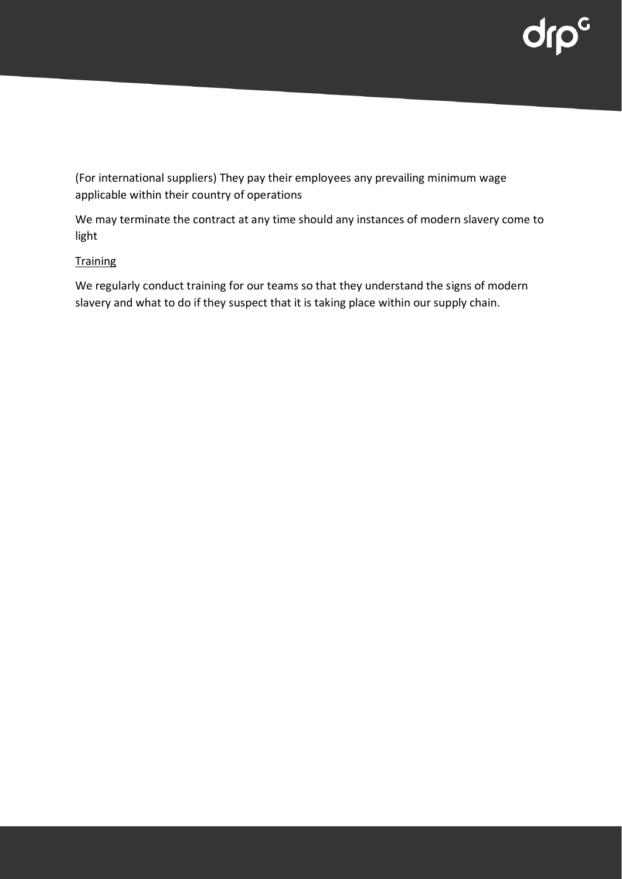(For international suppliers) They pay their employees any prevailing minimum wage applicable within their country of operations

We may terminate the contract at any time should any instances of modern slavery come to light

<u>Training</u>

We regularly conduct training for our teams so that they understand the signs of modern slavery and what to do if they suspect that it is taking place within our supply chain.